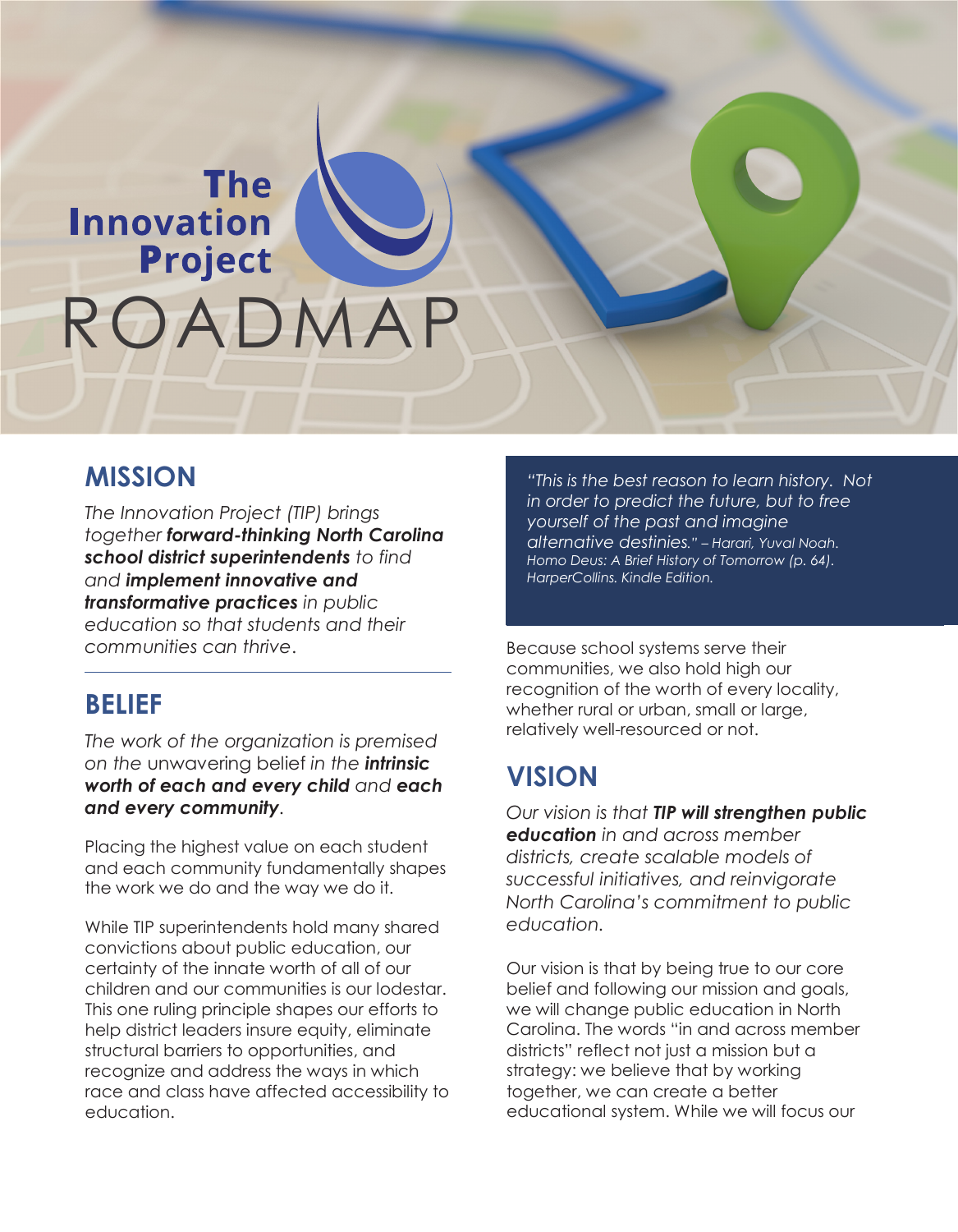# The Innovation Project ROADMAP

## MISSION

*The Innovation Project (TIP) brings together* ***forward-thinking North Carolina school district superintendents*** *to find and* ***implement innovative and transformative practices*** *in public education so that students and their communities can thrive*.

## BELIEF

*The work of the organization is premised on the* unwavering belief *in the* ***intrinsic worth of each and every child*** *and* ***each and every community***.

Placing the highest value on each student and each community fundamentally shapes the work we do and the way we do it.

While TIP superintendents hold many shared convictions about public education, our certainty of the innate worth of all of our children and our communities is our lodestar. This one ruling principle shapes our efforts to help district leaders insure equity, eliminate structural barriers to opportunities, and recognize and address the ways in which race and class have affected accessibility to education.

> *"This is the best reason to learn history. Not in order to predict the future, but to free yourself of the past and imagine alternative destinies." – Harari, Yuval Noah. Homo Deus: A Brief History of Tomorrow (p. 64). HarperCollins. Kindle Edition.*

Because school systems serve their communities, we also hold high our recognition of the worth of every locality, whether rural or urban, small or large, relatively well-resourced or not.

## VISION

*Our vision is that* ***TIP will strengthen public education*** *in and across member districts, create scalable models of successful initiatives, and reinvigorate North Carolina's commitment to public education.*

Our vision is that by being true to our core belief and following our mission and goals, we will change public education in North Carolina. The words "in and across member districts" reflect not just a mission but a strategy: we believe that by working together, we can create a better educational system. While we will focus our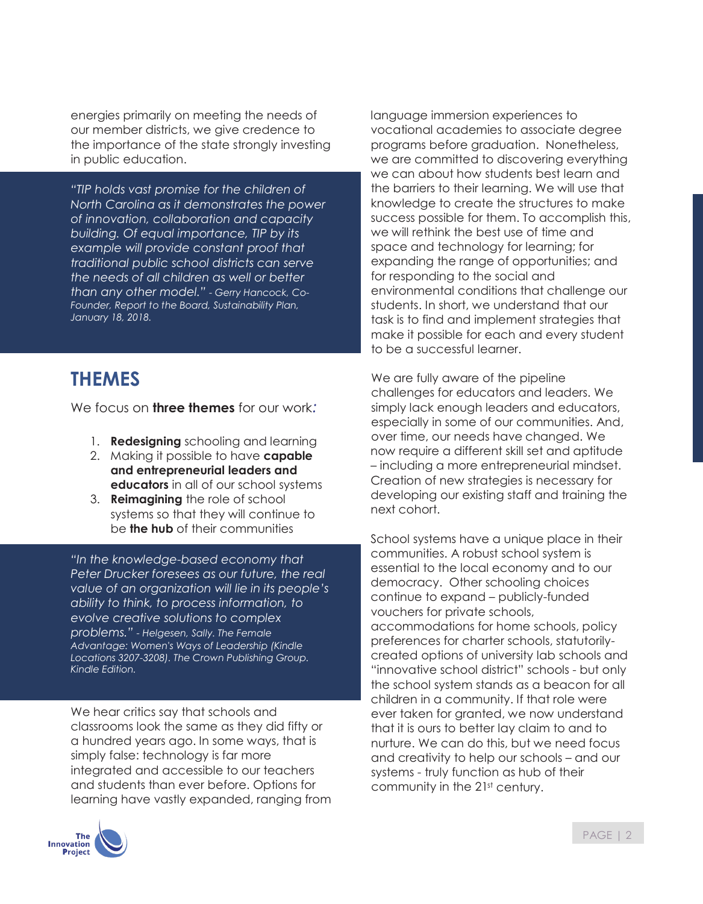energies primarily on meeting the needs of our member districts, we give credence to the importance of the state strongly investing in public education.

> *"TIP holds vast promise for the children of North Carolina as it demonstrates the power of innovation, collaboration and capacity building. Of equal importance, TIP by its example will provide constant proof that traditional public school districts can serve the needs of all children as well or better than any other model." - Gerry Hancock, Co-Founder, Report to the Board, Sustainability Plan, January 18, 2018.*

## THEMES

We focus on **three themes** for our work:

1. **Redesigning** schooling and learning
2. Making it possible to have **capable and entrepreneurial leaders and educators** in all of our school systems
3. **Reimagining** the role of school systems so that they will continue to be **the hub** of their communities

> *"In the knowledge-based economy that Peter Drucker foresees as our future, the real value of an organization will lie in its people's ability to think, to process information, to evolve creative solutions to complex problems." - Helgesen, Sally. The Female Advantage: Women's Ways of Leadership (Kindle Locations 3207-3208). The Crown Publishing Group. Kindle Edition.*

We hear critics say that schools and classrooms look the same as they did fifty or a hundred years ago. In some ways, that is simply false: technology is far more integrated and accessible to our teachers and students than ever before. Options for learning have vastly expanded, ranging from language immersion experiences to vocational academies to associate degree programs before graduation. Nonetheless, we are committed to discovering everything we can about how students best learn and the barriers to their learning. We will use that knowledge to create the structures to make success possible for them. To accomplish this, we will rethink the best use of time and space and technology for learning; for expanding the range of opportunities; and for responding to the social and environmental conditions that challenge our students. In short, we understand that our task is to find and implement strategies that make it possible for each and every student to be a successful learner.

We are fully aware of the pipeline challenges for educators and leaders. We simply lack enough leaders and educators, especially in some of our communities. And, over time, our needs have changed. We now require a different skill set and aptitude – including a more entrepreneurial mindset. Creation of new strategies is necessary for developing our existing staff and training the next cohort.

School systems have a unique place in their communities. A robust school system is essential to the local economy and to our democracy. Other schooling choices continue to expand – publicly-funded vouchers for private schools, accommodations for home schools, policy preferences for charter schools, statutorily-created options of university lab schools and "innovative school district" schools - but only the school system stands as a beacon for all children in a community. If that role were ever taken for granted, we now understand that it is ours to better lay claim to and to nurture. We can do this, but we need focus and creativity to help our schools – and our systems - truly function as hub of their community in the 21st century.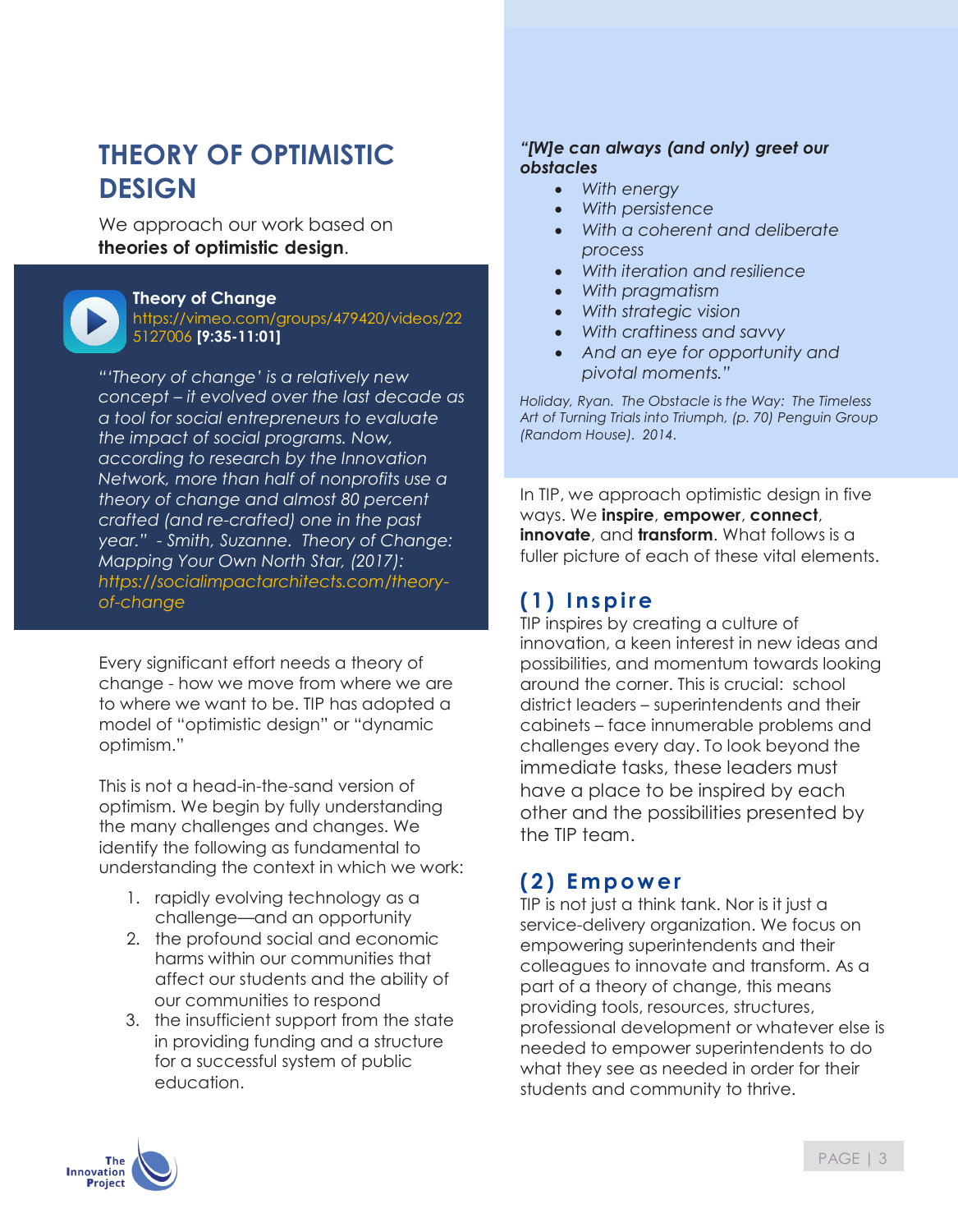# THEORY OF OPTIMISTIC DESIGN

We approach our work based on **theories of optimistic design**.

**Theory of Change**
https://vimeo.com/groups/479420/videos/225127006 **[9:35-11:01]**

*"'Theory of change' is a relatively new concept – it evolved over the last decade as a tool for social entrepreneurs to evaluate the impact of social programs. Now, according to research by the Innovation Network, more than half of nonprofits use a theory of change and almost 80 percent crafted (and re-crafted) one in the past year." - Smith, Suzanne. Theory of Change: Mapping Your Own North Star, (2017): https://socialimpactarchitects.com/theory-of-change*

Every significant effort needs a theory of change - how we move from where we are to where we want to be. TIP has adopted a model of "optimistic design" or "dynamic optimism."

This is not a head-in-the-sand version of optimism. We begin by fully understanding the many challenges and changes. We identify the following as fundamental to understanding the context in which we work:

1. rapidly evolving technology as a challenge—and an opportunity
2. the profound social and economic harms within our communities that affect our students and the ability of our communities to respond
3. the insufficient support from the state in providing funding and a structure for a successful system of public education.

***"[W]e can always (and only) greet our obstacles***

- *With energy*
- *With persistence*
- *With a coherent and deliberate process*
- *With iteration and resilience*
- *With pragmatism*
- *With strategic vision*
- *With craftiness and savvy*
- *And an eye for opportunity and pivotal moments."*

*Holiday, Ryan. The Obstacle is the Way: The Timeless Art of Turning Trials into Triumph, (p. 70) Penguin Group (Random House). 2014.*

In TIP, we approach optimistic design in five ways. We **inspire**, **empower**, **connect**, **innovate**, and **transform**. What follows is a fuller picture of each of these vital elements.

## (1) Inspire

TIP inspires by creating a culture of innovation, a keen interest in new ideas and possibilities, and momentum towards looking around the corner. This is crucial: school district leaders – superintendents and their cabinets – face innumerable problems and challenges every day. To look beyond the immediate tasks, these leaders must have a place to be inspired by each other and the possibilities presented by the TIP team.

## (2) Empower

TIP is not just a think tank. Nor is it just a service-delivery organization. We focus on empowering superintendents and their colleagues to innovate and transform. As a part of a theory of change, this means providing tools, resources, structures, professional development or whatever else is needed to empower superintendents to do what they see as needed in order for their students and community to thrive.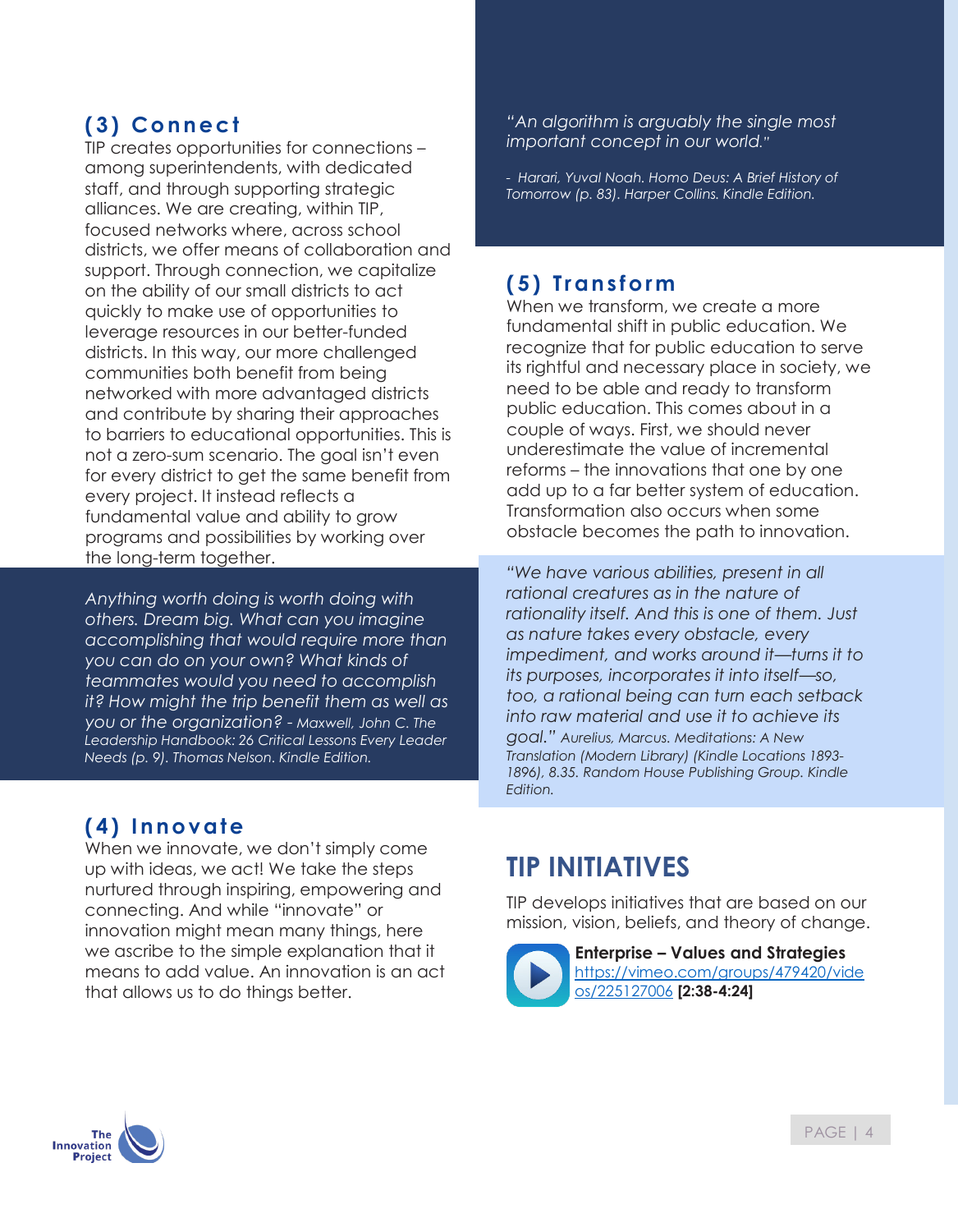## (3) Connect

TIP creates opportunities for connections – among superintendents, with dedicated staff, and through supporting strategic alliances. We are creating, within TIP, focused networks where, across school districts, we offer means of collaboration and support. Through connection, we capitalize on the ability of our small districts to act quickly to make use of opportunities to leverage resources in our better-funded districts. In this way, our more challenged communities both benefit from being networked with more advantaged districts and contribute by sharing their approaches to barriers to educational opportunities. This is not a zero-sum scenario. The goal isn't even for every district to get the same benefit from every project. It instead reflects a fundamental value and ability to grow programs and possibilities by working over the long-term together.

*Anything worth doing is worth doing with others. Dream big. What can you imagine accomplishing that would require more than you can do on your own? What kinds of teammates would you need to accomplish it? How might the trip benefit them as well as you or the organization? - Maxwell, John C. The Leadership Handbook: 26 Critical Lessons Every Leader Needs (p. 9). Thomas Nelson. Kindle Edition.*

## (4) Innovate

When we innovate, we don't simply come up with ideas, we act! We take the steps nurtured through inspiring, empowering and connecting. And while "innovate" or innovation might mean many things, here we ascribe to the simple explanation that it means to add value. An innovation is an act that allows us to do things better.

*"An algorithm is arguably the single most important concept in our world."*

*- Harari, Yuval Noah. Homo Deus: A Brief History of Tomorrow (p. 83). Harper Collins. Kindle Edition.*

## (5) Transform

When we transform, we create a more fundamental shift in public education. We recognize that for public education to serve its rightful and necessary place in society, we need to be able and ready to transform public education. This comes about in a couple of ways. First, we should never underestimate the value of incremental reforms – the innovations that one by one add up to a far better system of education. Transformation also occurs when some obstacle becomes the path to innovation.

*"We have various abilities, present in all rational creatures as in the nature of rationality itself. And this is one of them. Just as nature takes every obstacle, every impediment, and works around it—turns it to its purposes, incorporates it into itself—so, too, a rational being can turn each setback into raw material and use it to achieve its goal." Aurelius, Marcus. Meditations: A New Translation (Modern Library) (Kindle Locations 1893-1896), 8.35. Random House Publishing Group. Kindle Edition.*

# TIP INITIATIVES

TIP develops initiatives that are based on our mission, vision, beliefs, and theory of change.

**Enterprise – Values and Strategies**
https://vimeo.com/groups/479420/videos/225127006 **[2:38-4:24]**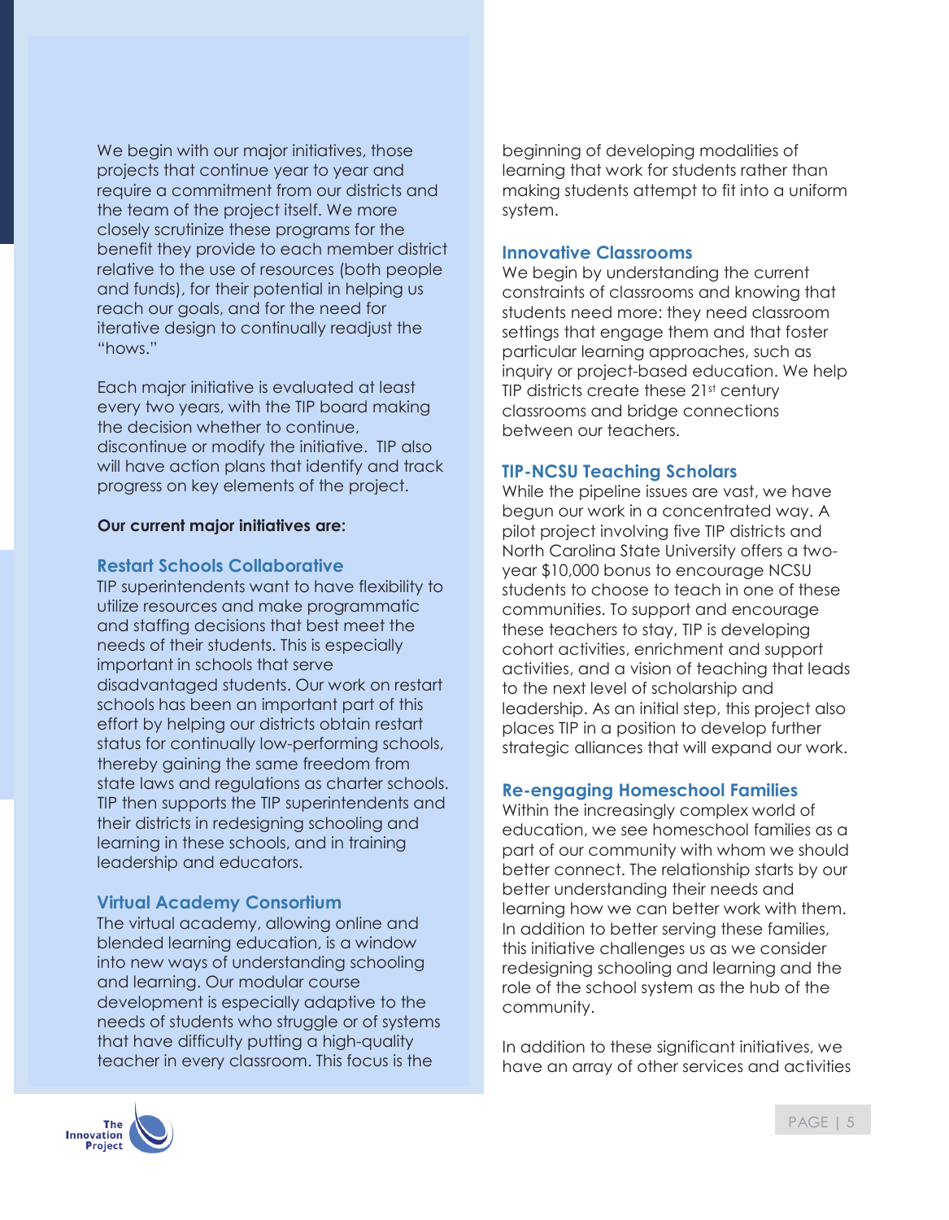We begin with our major initiatives, those projects that continue year to year and require a commitment from our districts and the team of the project itself. We more closely scrutinize these programs for the benefit they provide to each member district relative to the use of resources (both people and funds), for their potential in helping us reach our goals, and for the need for iterative design to continually readjust the "hows."

Each major initiative is evaluated at least every two years, with the TIP board making the decision whether to continue, discontinue or modify the initiative. TIP also will have action plans that identify and track progress on key elements of the project.

**Our current major initiatives are:**

### Restart Schools Collaborative

TIP superintendents want to have flexibility to utilize resources and make programmatic and staffing decisions that best meet the needs of their students. This is especially important in schools that serve disadvantaged students. Our work on restart schools has been an important part of this effort by helping our districts obtain restart status for continually low-performing schools, thereby gaining the same freedom from state laws and regulations as charter schools. TIP then supports the TIP superintendents and their districts in redesigning schooling and learning in these schools, and in training leadership and educators.

### Virtual Academy Consortium

The virtual academy, allowing online and blended learning education, is a window into new ways of understanding schooling and learning. Our modular course development is especially adaptive to the needs of students who struggle or of systems that have difficulty putting a high-quality teacher in every classroom. This focus is the beginning of developing modalities of learning that work for students rather than making students attempt to fit into a uniform system.

### Innovative Classrooms

We begin by understanding the current constraints of classrooms and knowing that students need more: they need classroom settings that engage them and that foster particular learning approaches, such as inquiry or project-based education. We help TIP districts create these 21st century classrooms and bridge connections between our teachers.

### TIP-NCSU Teaching Scholars

While the pipeline issues are vast, we have begun our work in a concentrated way. A pilot project involving five TIP districts and North Carolina State University offers a two-year $10,000 bonus to encourage NCSU students to choose to teach in one of these communities. To support and encourage these teachers to stay, TIP is developing cohort activities, enrichment and support activities, and a vision of teaching that leads to the next level of scholarship and leadership. As an initial step, this project also places TIP in a position to develop further strategic alliances that will expand our work.

### Re-engaging Homeschool Families

Within the increasingly complex world of education, we see homeschool families as a part of our community with whom we should better connect. The relationship starts by our better understanding their needs and learning how we can better work with them. In addition to better serving these families, this initiative challenges us as we consider redesigning schooling and learning and the role of the school system as the hub of the community.

In addition to these significant initiatives, we have an array of other services and activities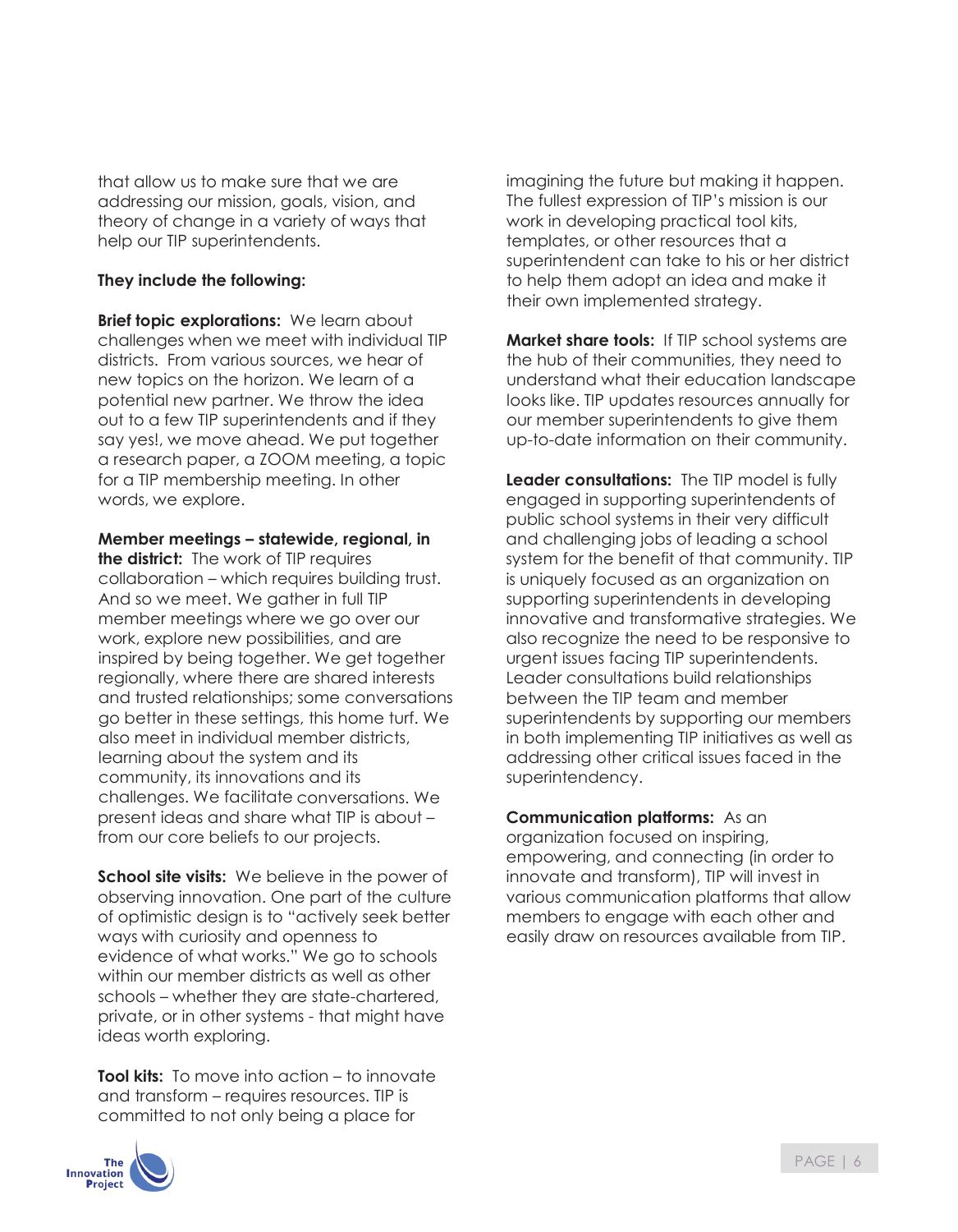that allow us to make sure that we are addressing our mission, goals, vision, and theory of change in a variety of ways that help our TIP superintendents.

**They include the following:**

**Brief topic explorations:** We learn about challenges when we meet with individual TIP districts. From various sources, we hear of new topics on the horizon. We learn of a potential new partner. We throw the idea out to a few TIP superintendents and if they say yes!, we move ahead. We put together a research paper, a ZOOM meeting, a topic for a TIP membership meeting. In other words, we explore.

**Member meetings – statewide, regional, in the district:** The work of TIP requires collaboration – which requires building trust. And so we meet. We gather in full TIP member meetings where we go over our work, explore new possibilities, and are inspired by being together. We get together regionally, where there are shared interests and trusted relationships; some conversations go better in these settings, this home turf. We also meet in individual member districts, learning about the system and its community, its innovations and its challenges. We facilitate conversations. We present ideas and share what TIP is about – from our core beliefs to our projects.

**School site visits:** We believe in the power of observing innovation. One part of the culture of optimistic design is to "actively seek better ways with curiosity and openness to evidence of what works." We go to schools within our member districts as well as other schools – whether they are state-chartered, private, or in other systems - that might have ideas worth exploring.

**Tool kits:** To move into action – to innovate and transform – requires resources. TIP is committed to not only being a place for imagining the future but making it happen. The fullest expression of TIP's mission is our work in developing practical tool kits, templates, or other resources that a superintendent can take to his or her district to help them adopt an idea and make it their own implemented strategy.

**Market share tools:** If TIP school systems are the hub of their communities, they need to understand what their education landscape looks like. TIP updates resources annually for our member superintendents to give them up-to-date information on their community.

**Leader consultations:** The TIP model is fully engaged in supporting superintendents of public school systems in their very difficult and challenging jobs of leading a school system for the benefit of that community. TIP is uniquely focused as an organization on supporting superintendents in developing innovative and transformative strategies. We also recognize the need to be responsive to urgent issues facing TIP superintendents. Leader consultations build relationships between the TIP team and member superintendents by supporting our members in both implementing TIP initiatives as well as addressing other critical issues faced in the superintendency.

**Communication platforms:** As an organization focused on inspiring, empowering, and connecting (in order to innovate and transform), TIP will invest in various communication platforms that allow members to engage with each other and easily draw on resources available from TIP.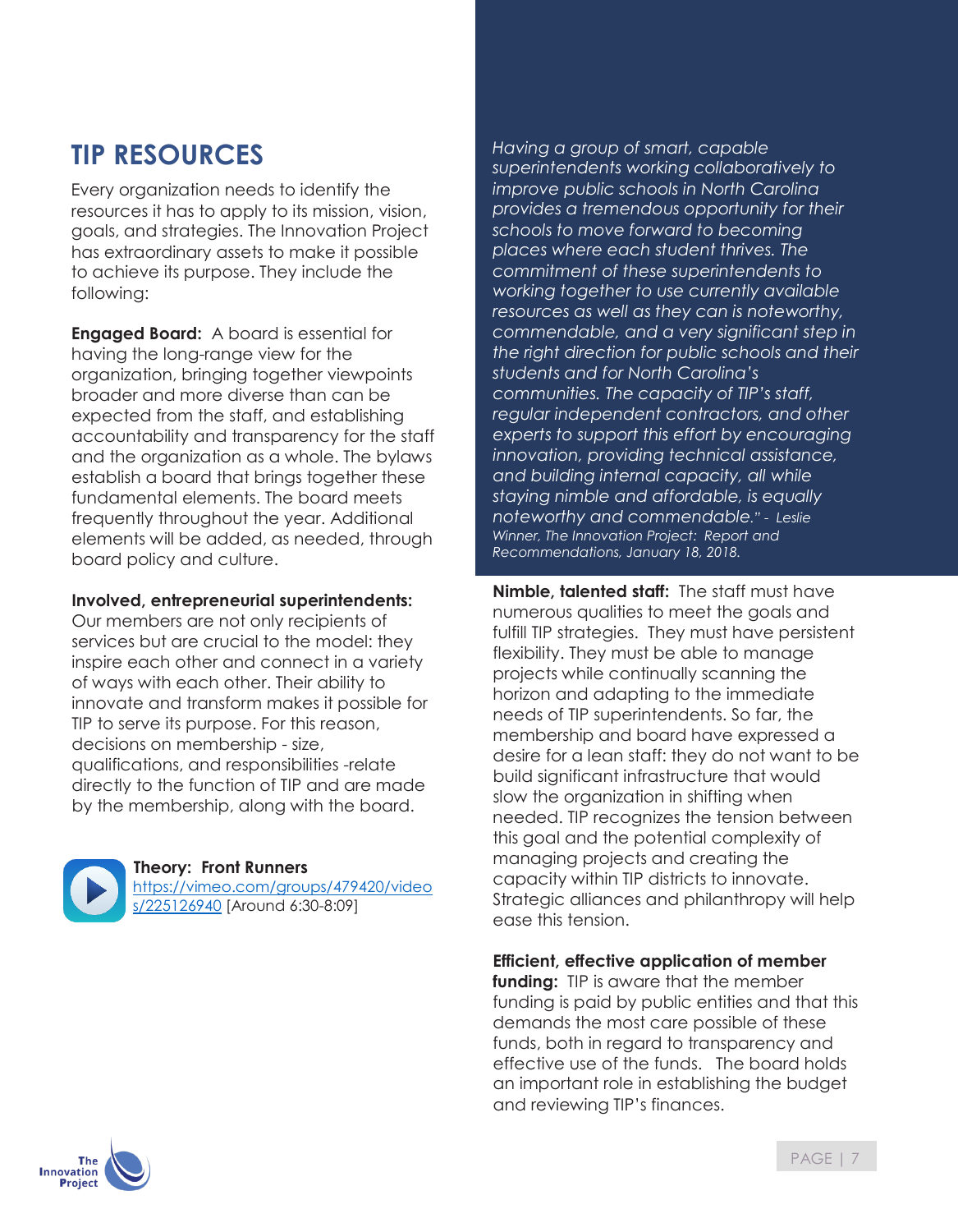# TIP RESOURCES

Every organization needs to identify the resources it has to apply to its mission, vision, goals, and strategies. The Innovation Project has extraordinary assets to make it possible to achieve its purpose. They include the following:

**Engaged Board:** A board is essential for having the long-range view for the organization, bringing together viewpoints broader and more diverse than can be expected from the staff, and establishing accountability and transparency for the staff and the organization as a whole. The bylaws establish a board that brings together these fundamental elements. The board meets frequently throughout the year. Additional elements will be added, as needed, through board policy and culture.

**Involved, entrepreneurial superintendents:** Our members are not only recipients of services but are crucial to the model: they inspire each other and connect in a variety of ways with each other. Their ability to innovate and transform makes it possible for TIP to serve its purpose. For this reason, decisions on membership - size, qualifications, and responsibilities -relate directly to the function of TIP and are made by the membership, along with the board.

**Theory: Front Runners**
[https://vimeo.com/groups/479420/videos/225126940](https://vimeo.com/groups/479420/videos/225126940) [Around 6:30-8:09]

*Having a group of smart, capable superintendents working collaboratively to improve public schools in North Carolina provides a tremendous opportunity for their schools to move forward to becoming places where each student thrives. The commitment of these superintendents to working together to use currently available resources as well as they can is noteworthy, commendable, and a very significant step in the right direction for public schools and their students and for North Carolina's communities. The capacity of TIP's staff, regular independent contractors, and other experts to support this effort by encouraging innovation, providing technical assistance, and building internal capacity, all while staying nimble and affordable, is equally noteworthy and commendable." - Leslie Winner, The Innovation Project: Report and Recommendations, January 18, 2018.*

**Nimble, talented staff:** The staff must have numerous qualities to meet the goals and fulfill TIP strategies. They must have persistent flexibility. They must be able to manage projects while continually scanning the horizon and adapting to the immediate needs of TIP superintendents. So far, the membership and board have expressed a desire for a lean staff: they do not want to be build significant infrastructure that would slow the organization in shifting when needed. TIP recognizes the tension between this goal and the potential complexity of managing projects and creating the capacity within TIP districts to innovate. Strategic alliances and philanthropy will help ease this tension.

**Efficient, effective application of member funding:** TIP is aware that the member funding is paid by public entities and that this demands the most care possible of these funds, both in regard to transparency and effective use of the funds. The board holds an important role in establishing the budget and reviewing TIP's finances.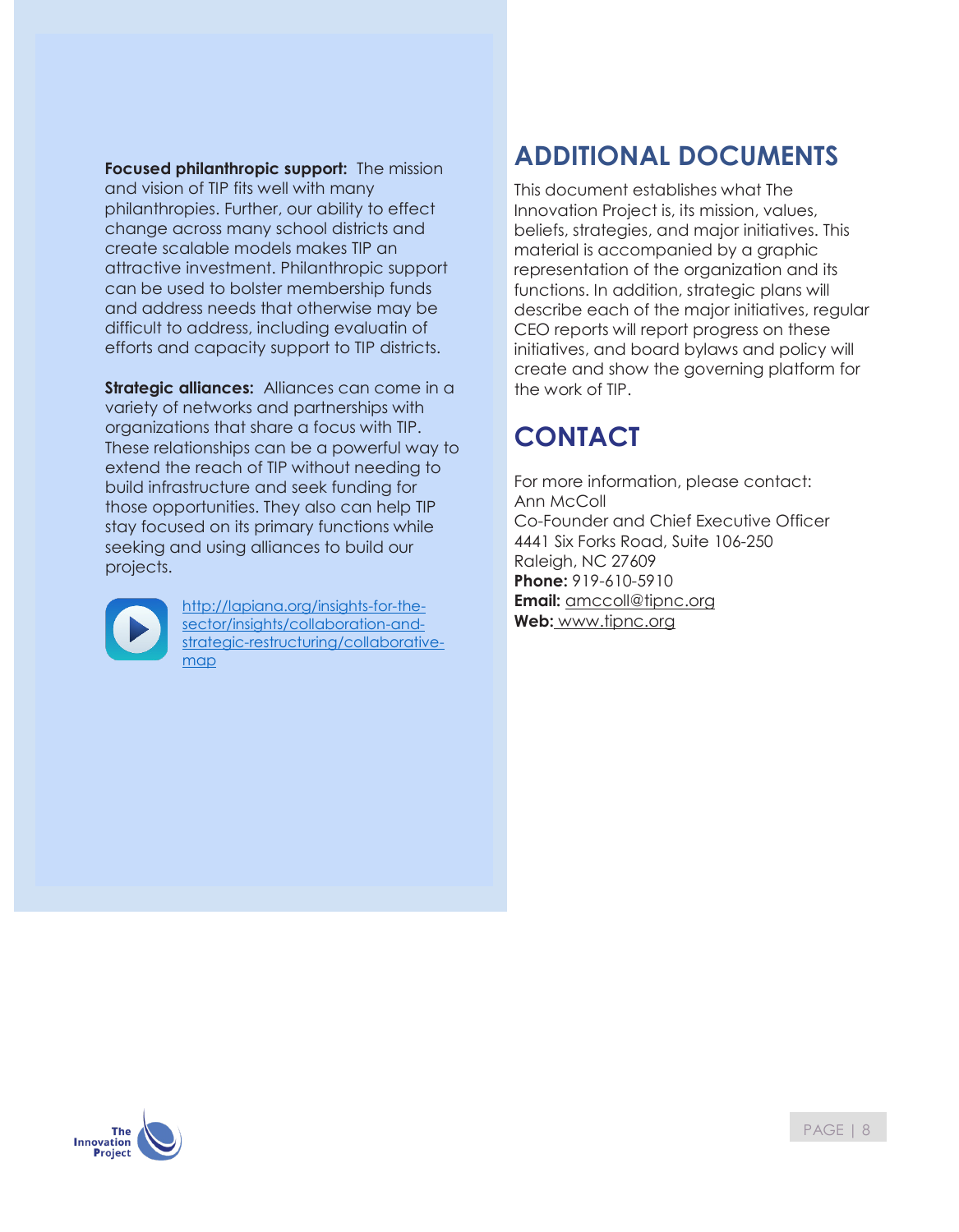**Focused philanthropic support:** The mission and vision of TIP fits well with many philanthropies. Further, our ability to effect change across many school districts and create scalable models makes TIP an attractive investment. Philanthropic support can be used to bolster membership funds and address needs that otherwise may be difficult to address, including evaluatin of efforts and capacity support to TIP districts.

**Strategic alliances:** Alliances can come in a variety of networks and partnerships with organizations that share a focus with TIP. These relationships can be a powerful way to extend the reach of TIP without needing to build infrastructure and seek funding for those opportunities. They also can help TIP stay focused on its primary functions while seeking and using alliances to build our projects.

http://lapiana.org/insights-for-the-sector/insights/collaboration-and-strategic-restructuring/collaborative-map

## ADDITIONAL DOCUMENTS

This document establishes what The Innovation Project is, its mission, values, beliefs, strategies, and major initiatives. This material is accompanied by a graphic representation of the organization and its functions. In addition, strategic plans will describe each of the major initiatives, regular CEO reports will report progress on these initiatives, and board bylaws and policy will create and show the governing platform for the work of TIP.

## CONTACT

For more information, please contact:
Ann McColl
Co-Founder and Chief Executive Officer
4441 Six Forks Road, Suite 106-250
Raleigh, NC 27609
**Phone:** 919-610-5910
**Email:** amccoll@tipnc.org
**Web:** www.tipnc.org